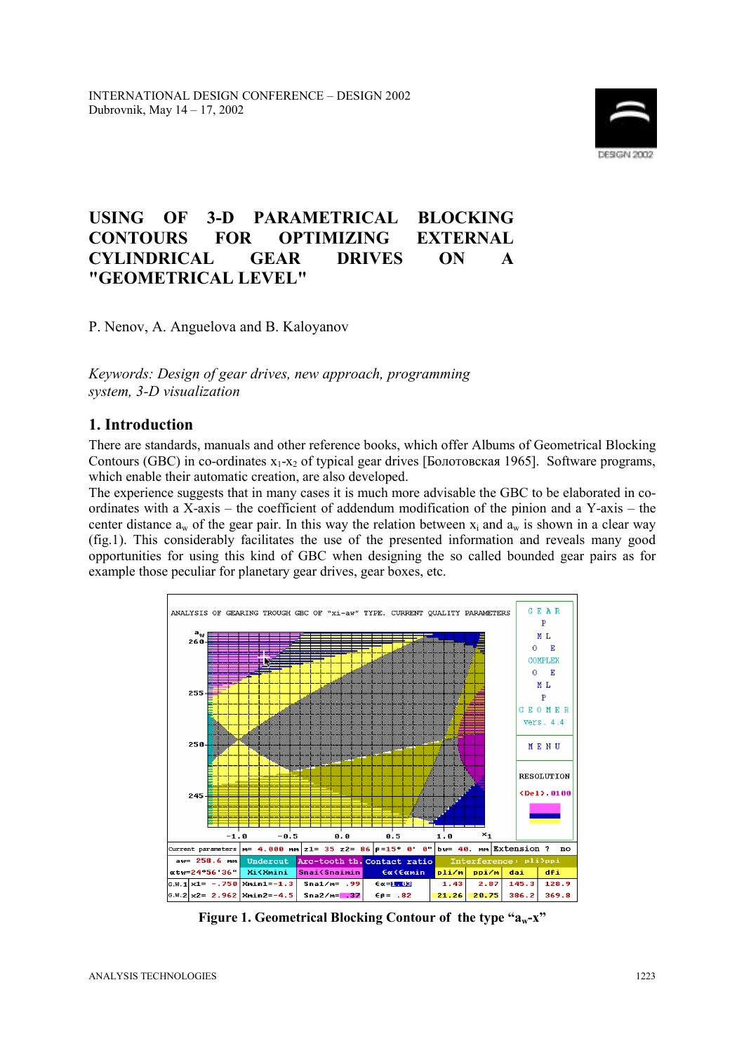INTERNATIONAL DESIGN CONFERENCE – DESIGN 2002
Dubrovnik, May 14 – 17, 2002

# USING OF 3-D PARAMETRICAL BLOCKING CONTOURS FOR OPTIMIZING EXTERNAL CYLINDRICAL GEAR DRIVES ON A "GEOMETRICAL LEVEL"

P. Nenov, A. Anguelova and B. Kaloyanov

*Keywords: Design of gear drives, new approach, programming system, 3-D visualization*

## 1. Introduction

There are standards, manuals and other reference books, which offer Albums of Geometrical Blocking Contours (GBC) in co-ordinates $x_1$-$x_2$ of typical gear drives [Болотовская 1965]. Software programs, which enable their automatic creation, are also developed.

The experience suggests that in many cases it is much more advisable the GBC to be elaborated in co-ordinates with a X-axis – the coefficient of addendum modification of the pinion and a Y-axis – the center distance $a_w$ of the gear pair. In this way the relation between $x_i$ and $a_w$ is shown in a clear way (fig.1). This considerably facilitates the use of the presented information and reveals many good opportunities for using this kind of GBC when designing the so called bounded gear pairs as for example those peculiar for planetary gear drives, gear boxes, etc.

**Figure 1. Geometrical Blocking Contour of the type "$a_w$-x"**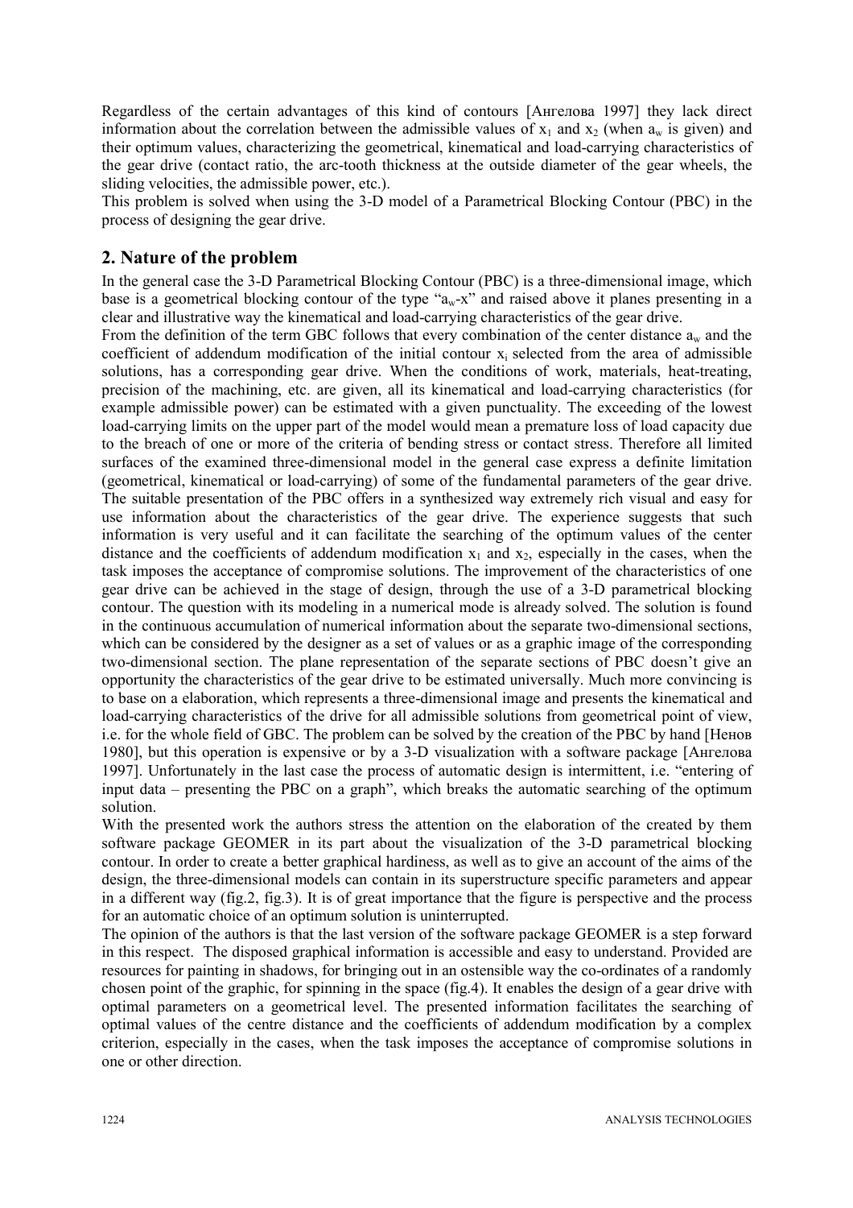Regardless of the certain advantages of this kind of contours [Ангелова 1997] they lack direct information about the correlation between the admissible values of $x_1$ and $x_2$ (when $a_w$ is given) and their optimum values, characterizing the geometrical, kinematical and load-carrying characteristics of the gear drive (contact ratio, the arc-tooth thickness at the outside diameter of the gear wheels, the sliding velocities, the admissible power, etc.).
This problem is solved when using the 3-D model of a Parametrical Blocking Contour (PBC) in the process of designing the gear drive.

## 2. Nature of the problem

In the general case the 3-D Parametrical Blocking Contour (PBC) is a three-dimensional image, which base is a geometrical blocking contour of the type "$a_w$-x" and raised above it planes presenting in a clear and illustrative way the kinematical and load-carrying characteristics of the gear drive.
From the definition of the term GBC follows that every combination of the center distance $a_w$ and the coefficient of addendum modification of the initial contour $x_i$ selected from the area of admissible solutions, has a corresponding gear drive. When the conditions of work, materials, heat-treating, precision of the machining, etc. are given, all its kinematical and load-carrying characteristics (for example admissible power) can be estimated with a given punctuality. The exceeding of the lowest load-carrying limits on the upper part of the model would mean a premature loss of load capacity due to the breach of one or more of the criteria of bending stress or contact stress. Therefore all limited surfaces of the examined three-dimensional model in the general case express a definite limitation (geometrical, kinematical or load-carrying) of some of the fundamental parameters of the gear drive.
The suitable presentation of the PBC offers in a synthesized way extremely rich visual and easy for use information about the characteristics of the gear drive. The experience suggests that such information is very useful and it can facilitate the searching of the optimum values of the center distance and the coefficients of addendum modification $x_1$ and $x_2$, especially in the cases, when the task imposes the acceptance of compromise solutions. The improvement of the characteristics of one gear drive can be achieved in the stage of design, through the use of a 3-D parametrical blocking contour. The question with its modeling in a numerical mode is already solved. The solution is found in the continuous accumulation of numerical information about the separate two-dimensional sections, which can be considered by the designer as a set of values or as a graphic image of the corresponding two-dimensional section. The plane representation of the separate sections of PBC doesn't give an opportunity the characteristics of the gear drive to be estimated universally. Much more convincing is to base on a elaboration, which represents a three-dimensional image and presents the kinematical and load-carrying characteristics of the drive for all admissible solutions from geometrical point of view, i.e. for the whole field of GBC. The problem can be solved by the creation of the PBC by hand [Ненов 1980], but this operation is expensive or by a 3-D visualization with a software package [Ангелова 1997]. Unfortunately in the last case the process of automatic design is intermittent, i.e. "entering of input data – presenting the PBC on a graph", which breaks the automatic searching of the optimum solution.
With the presented work the authors stress the attention on the elaboration of the created by them software package GEOMER in its part about the visualization of the 3-D parametrical blocking contour. In order to create a better graphical hardiness, as well as to give an account of the aims of the design, the three-dimensional models can contain in its superstructure specific parameters and appear in a different way (fig.2, fig.3). It is of great importance that the figure is perspective and the process for an automatic choice of an optimum solution is uninterrupted.
The opinion of the authors is that the last version of the software package GEOMER is a step forward in this respect. The disposed graphical information is accessible and easy to understand. Provided are resources for painting in shadows, for bringing out in an ostensible way the co-ordinates of a randomly chosen point of the graphic, for spinning in the space (fig.4). It enables the design of a gear drive with optimal parameters on a geometrical level. The presented information facilitates the searching of optimal values of the centre distance and the coefficients of addendum modification by a complex criterion, especially in the cases, when the task imposes the acceptance of compromise solutions in one or other direction.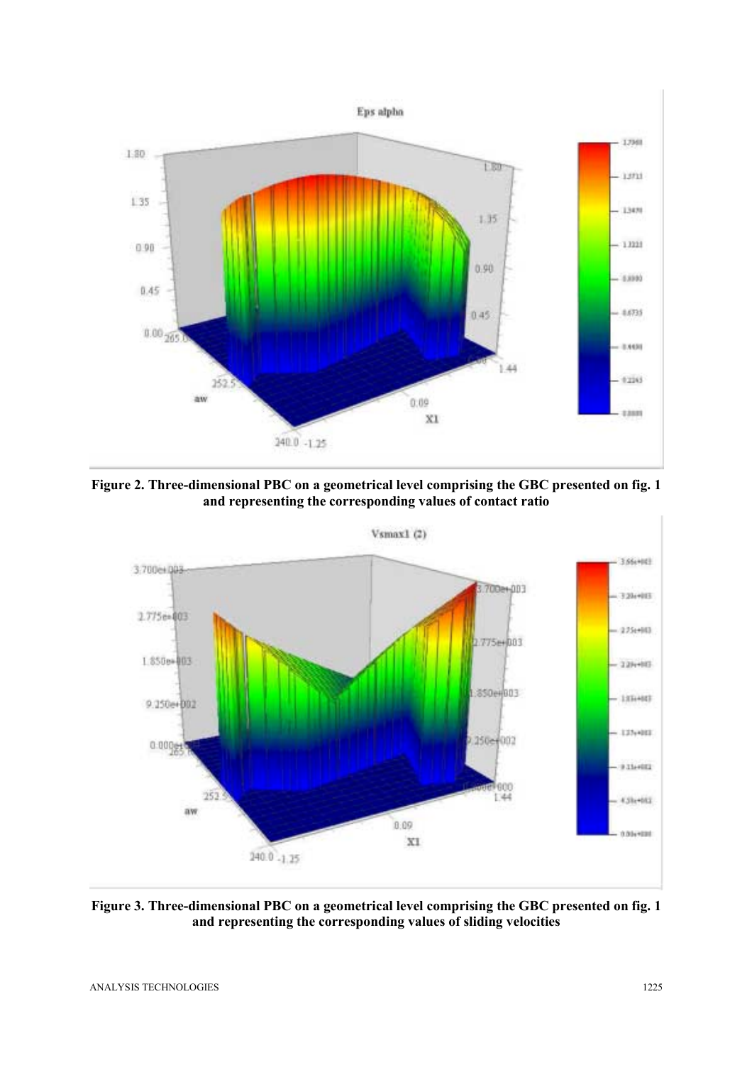**Figure 2. Three-dimensional PBC on a geometrical level comprising the GBC presented on fig. 1 and representing the corresponding values of contact ratio**

**Figure 3. Three-dimensional PBC on a geometrical level comprising the GBC presented on fig. 1 and representing the corresponding values of sliding velocities**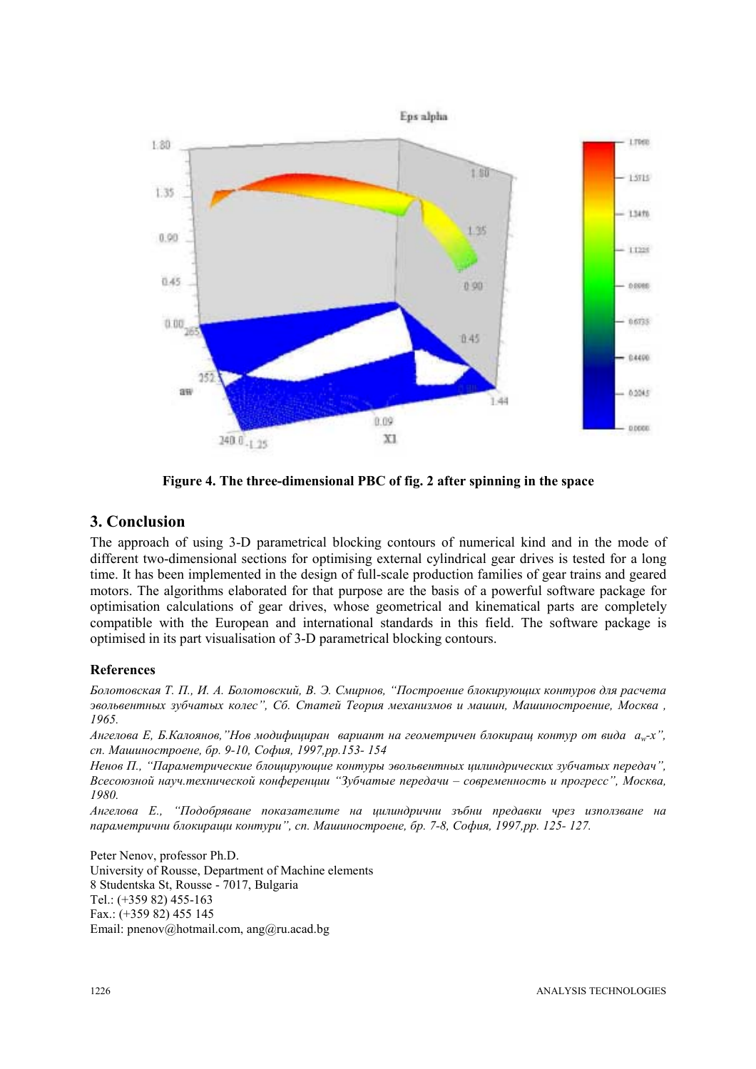Eps alpha

1.80

1.35

0.90

0.45

0.00

1.80

1.35

0.90

0.45

265

252

aw

240.0

-1.25

0.09

X1

1.44

1.7960

1.5715

1.3470

1.1225

0.8980

0.6735

0.4490

0.2245

0.0000

**Figure 4. The three-dimensional PBC of fig. 2 after spinning in the space**

## 3. Conclusion

The approach of using 3-D parametrical blocking contours of numerical kind and in the mode of different two-dimensional sections for optimising external cylindrical gear drives is tested for a long time. It has been implemented in the design of full-scale production families of gear trains and geared motors. The algorithms elaborated for that purpose are the basis of a powerful software package for optimisation calculations of gear drives, whose geometrical and kinematical parts are completely compatible with the European and international standards in this field. The software package is optimised in its part visualisation of 3-D parametrical blocking contours.

### References

*Болотовская Т. П., И. А. Болотовский, В. Э. Смирнов, "Построение блокирующих контуров для расчета эвольвентных зубчатых колес", Сб. Статей Теория механизмов и машин, Машиностроение, Москва , 1965.*

*Ангелова Е, Б.Калоянов,"Нов модифициран вариант на геометричен блокиращ контур от вида $a_w$-x", сп. Машиностроене, бр. 9-10, София, 1997,pp.153- 154*

*Ненов П., "Параметрические блощирующие контуры эвольвентных цилиндрических зубчатых передач", Всесоюзной науч.технической конференции "Зубчатые передачи – современность и прогресс", Москва, 1980.*

*Ангелова Е., "Подобряване показателите на цилиндрични зъбни предавки чрез използване на параметрични блокиращи контури", сп. Машиностроене, бр. 7-8, София, 1997,pp. 125- 127.*

Peter Nenov, professor Ph.D.
University of Rousse, Department of Machine elements
8 Studentska St, Rousse - 7017, Bulgaria
Tel.: (+359 82) 455-163
Fax.: (+359 82) 455 145
Email: pnenov@hotmail.com, ang@ru.acad.bg